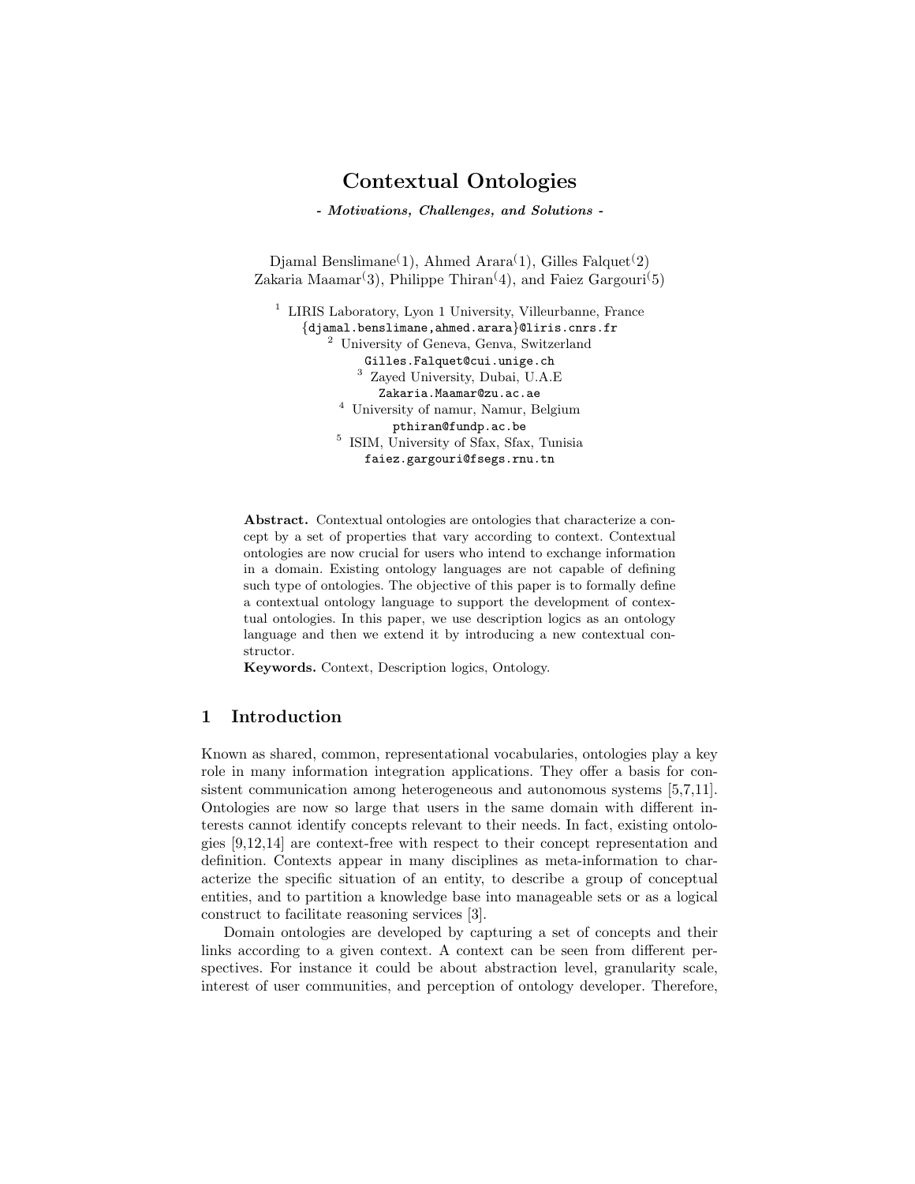# Contextual Ontologies

***- Motivations, Challenges, and Solutions -***

Djamal Benslimane(1), Ahmed Arara(1), Gilles Falquet(2)
Zakaria Maamar(3), Philippe Thiran(4), and Faiez Gargouri(5)

[1] LIRIS Laboratory, Lyon 1 University, Villeurbanne, France
{djamal.benslimane,ahmed.arara}@liris.cnrs.fr
[2] University of Geneva, Genva, Switzerland
Gilles.Falquet@cui.unige.ch
[3] Zayed University, Dubai, U.A.E
Zakaria.Maamar@zu.ac.ae
[4] University of namur, Namur, Belgium
pthiran@fundp.ac.be
[5] ISIM, University of Sfax, Sfax, Tunisia
faiez.gargouri@fsegs.rnu.tn

**Abstract.** Contextual ontologies are ontologies that characterize a concept by a set of properties that vary according to context. Contextual ontologies are now crucial for users who intend to exchange information in a domain. Existing ontology languages are not capable of defining such type of ontologies. The objective of this paper is to formally define a contextual ontology language to support the development of contextual ontologies. In this paper, we use description logics as an ontology language and then we extend it by introducing a new contextual constructor.

**Keywords.** Context, Description logics, Ontology.

## 1 Introduction

Known as shared, common, representational vocabularies, ontologies play a key role in many information integration applications. They offer a basis for consistent communication among heterogeneous and autonomous systems [5,7,11]. Ontologies are now so large that users in the same domain with different interests cannot identify concepts relevant to their needs. In fact, existing ontologies [9,12,14] are context-free with respect to their concept representation and definition. Contexts appear in many disciplines as meta-information to characterize the specific situation of an entity, to describe a group of conceptual entities, and to partition a knowledge base into manageable sets or as a logical construct to facilitate reasoning services [3].

Domain ontologies are developed by capturing a set of concepts and their links according to a given context. A context can be seen from different perspectives. For instance it could be about abstraction level, granularity scale, interest of user communities, and perception of ontology developer. Therefore,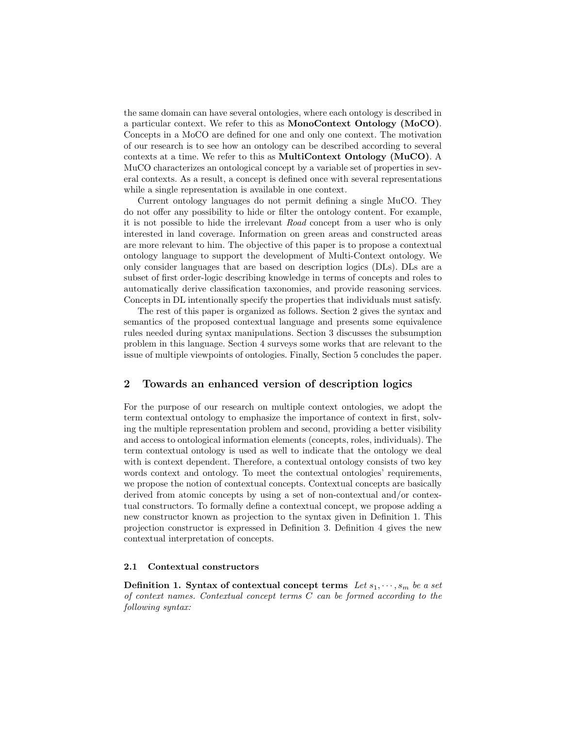the same domain can have several ontologies, where each ontology is described in a particular context. We refer to this as **MonoContext Ontology (MoCO)**. Concepts in a MoCO are defined for one and only one context. The motivation of our research is to see how an ontology can be described according to several contexts at a time. We refer to this as **MultiContext Ontology (MuCO)**. A MuCO characterizes an ontological concept by a variable set of properties in several contexts. As a result, a concept is defined once with several representations while a single representation is available in one context.

Current ontology languages do not permit defining a single MuCO. They do not offer any possibility to hide or filter the ontology content. For example, it is not possible to hide the irrelevant *Road* concept from a user who is only interested in land coverage. Information on green areas and constructed areas are more relevant to him. The objective of this paper is to propose a contextual ontology language to support the development of Multi-Context ontology. We only consider languages that are based on description logics (DLs). DLs are a subset of first order-logic describing knowledge in terms of concepts and roles to automatically derive classification taxonomies, and provide reasoning services. Concepts in DL intentionally specify the properties that individuals must satisfy.

The rest of this paper is organized as follows. Section 2 gives the syntax and semantics of the proposed contextual language and presents some equivalence rules needed during syntax manipulations. Section 3 discusses the subsumption problem in this language. Section 4 surveys some works that are relevant to the issue of multiple viewpoints of ontologies. Finally, Section 5 concludes the paper.

## 2 Towards an enhanced version of description logics

For the purpose of our research on multiple context ontologies, we adopt the term contextual ontology to emphasize the importance of context in first, solving the multiple representation problem and second, providing a better visibility and access to ontological information elements (concepts, roles, individuals). The term contextual ontology is used as well to indicate that the ontology we deal with is context dependent. Therefore, a contextual ontology consists of two key words context and ontology. To meet the contextual ontologies' requirements, we propose the notion of contextual concepts. Contextual concepts are basically derived from atomic concepts by using a set of non-contextual and/or contextual constructors. To formally define a contextual concept, we propose adding a new constructor known as projection to the syntax given in Definition 1. This projection constructor is expressed in Definition 3. Definition 4 gives the new contextual interpretation of concepts.

### 2.1 Contextual constructors

**Definition 1. Syntax of contextual concept terms** *Let $s_1, \cdots, s_m$ be a set of context names. Contextual concept terms $C$ can be formed according to the following syntax:*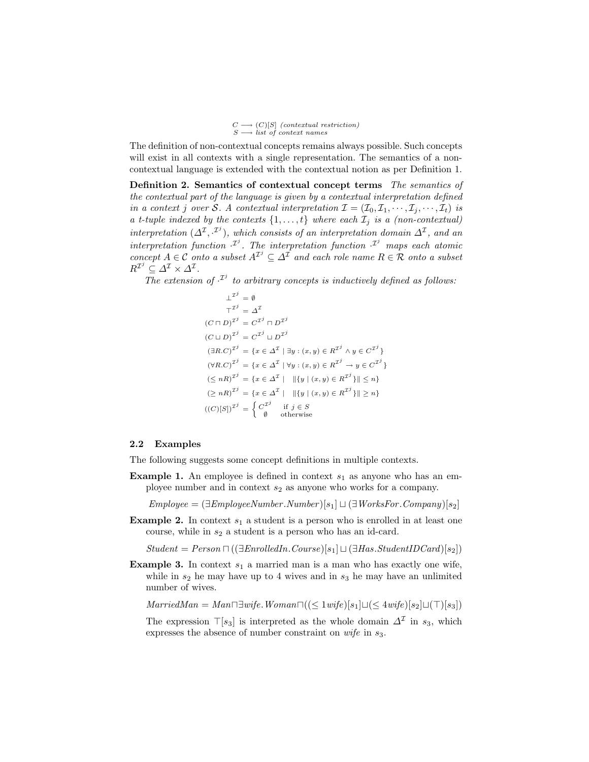$C \longrightarrow (C)[S]$ *(contextual restriction)*
$S \longrightarrow$ *list of context names*

The definition of non-contextual concepts remains always possible. Such concepts will exist in all contexts with a single representation. The semantics of a non-contextual language is extended with the contextual notion as per Definition 1.

**Definition 2. Semantics of contextual concept terms** *The semantics of the contextual part of the language is given by a contextual interpretation defined in a context $j$ over $\mathcal{S}$. A contextual interpretation $\mathcal{I} = (\mathcal{I}_0, \mathcal{I}_1, \cdots, \mathcal{I}_j, \cdots, \mathcal{I}_t)$ is a t-tuple indexed by the contexts $\{1, \ldots, t\}$ where each $\mathcal{I}_j$ is a (non-contextual) interpretation $(\Delta^{\mathcal{I}}, \cdot^{\mathcal{I}^j})$, which consists of an interpretation domain $\Delta^{\mathcal{I}}$, and an interpretation function $\cdot^{\mathcal{I}^j}$. The interpretation function $\cdot^{\mathcal{I}^j}$ maps each atomic concept $A \in \mathcal{C}$ onto a subset $A^{\mathcal{I}^j} \subseteq \Delta^{\mathcal{I}}$ and each role name $R \in \mathcal{R}$ onto a subset $R^{\mathcal{I}^j} \subseteq \Delta^{\mathcal{I}} \times \Delta^{\mathcal{I}}$.*

*The extension of $\cdot^{\mathcal{I}^j}$ to arbitrary concepts is inductively defined as follows:*

$$
\begin{aligned}
\bot^{\mathcal{I}^j} &= \emptyset \\
\top^{\mathcal{I}^j} &= \Delta^{\mathcal{I}} \\
(C \sqcap D)^{\mathcal{I}^j} &= C^{\mathcal{I}^j} \sqcap D^{\mathcal{I}^j} \\
(C \sqcup D)^{\mathcal{I}^j} &= C^{\mathcal{I}^j} \sqcup D^{\mathcal{I}^j} \\
(\exists R.C)^{\mathcal{I}^j} &= \{x \in \Delta^{\mathcal{I}} \mid \exists y : (x,y) \in R^{\mathcal{I}^j} \wedge y \in C^{\mathcal{I}^j}\} \\
(\forall R.C)^{\mathcal{I}^j} &= \{x \in \Delta^{\mathcal{I}} \mid \forall y : (x,y) \in R^{\mathcal{I}^j} \rightarrow y \in C^{\mathcal{I}^j}\} \\
(\leq nR)^{\mathcal{I}^j} &= \{x \in \Delta^{\mathcal{I}} \mid \quad \|\{y \mid (x,y) \in R^{\mathcal{I}^j}\}\| \leq n\} \\
(\geq nR)^{\mathcal{I}^j} &= \{x \in \Delta^{\mathcal{I}} \mid \quad \|\{y \mid (x,y) \in R^{\mathcal{I}^j}\}\| \geq n\} \\
((C)[S])^{\mathcal{I}^j} &= \begin{cases} C^{\mathcal{I}^j} & \text{if } j \in S \\ \emptyset & \text{otherwise} \end{cases}
\end{aligned}
$$

### 2.2 Examples

The following suggests some concept definitions in multiple contexts.

**Example 1.** An employee is defined in context $s_1$ as anyone who has an employee number and in context $s_2$ as anyone who works for a company.

$$Employee = (\exists EmployeeNumber.Number)[s_1] \sqcup (\exists WorksFor.Company)[s_2]$$

**Example 2.** In context $s_1$ a student is a person who is enrolled in at least one course, while in $s_2$ a student is a person who has an id-card.

$$Student = Person \sqcap ((\exists EnrolledIn.Course)[s_1] \sqcup (\exists Has.StudentIDCard)[s_2])$$

**Example 3.** In context $s_1$ a married man is a man who has exactly one wife, while in $s_2$ he may have up to 4 wives and in $s_3$ he may have an unlimited number of wives.

$$MarriedMan = Man \sqcap \exists wife.Woman \sqcap ((\leq 1 wife)[s_1] \sqcup (\leq 4 wife)[s_2] \sqcup (\top)[s_3])$$

The expression $\top[s_3]$ is interpreted as the whole domain $\Delta^{\mathcal{I}}$ in $s_3$, which expresses the absence of number constraint on *wife* in $s_3$.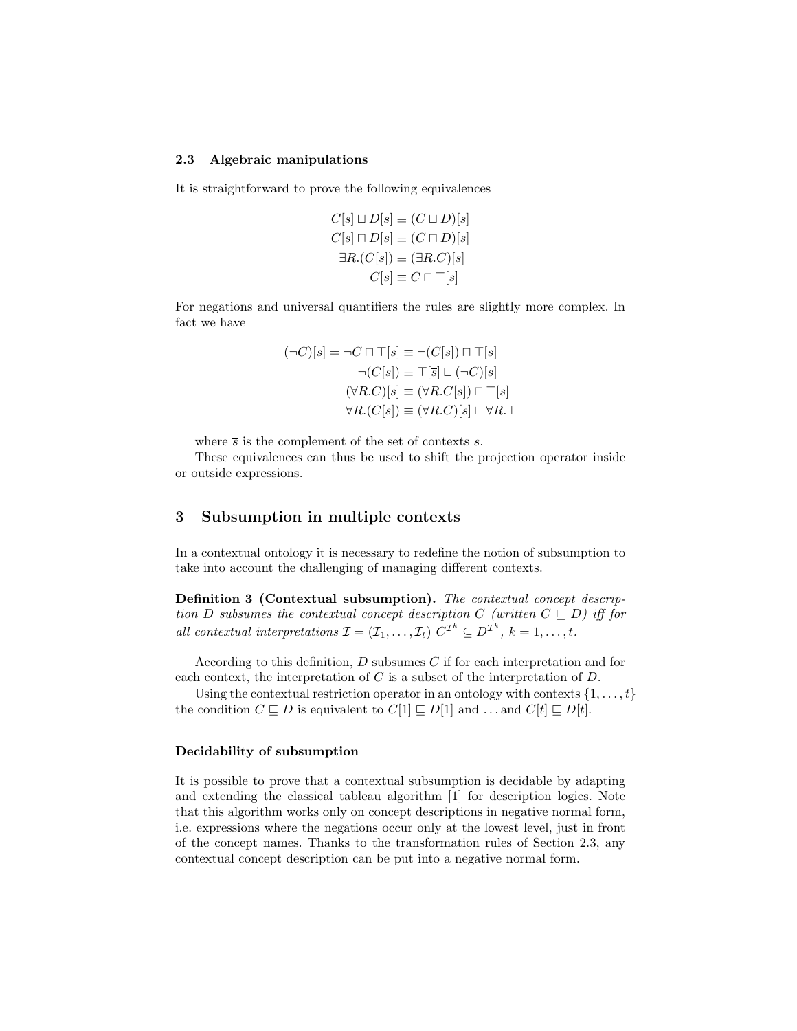### 2.3 Algebraic manipulations

It is straightforward to prove the following equivalences

$$
\begin{aligned}
C[s] \sqcup D[s] &\equiv (C \sqcup D)[s] \\
C[s] \sqcap D[s] &\equiv (C \sqcap D)[s] \\
\exists R.(C[s]) &\equiv (\exists R.C)[s] \\
C[s] &\equiv C \sqcap \top[s]
\end{aligned}
$$

For negations and universal quantifiers the rules are slightly more complex. In fact we have

$$
\begin{aligned}
(\neg C)[s] = \neg C \sqcap \top[s] &\equiv \neg(C[s]) \sqcap \top[s] \\
\neg(C[s]) &\equiv \top[\overline{s}] \sqcup (\neg C)[s] \\
(\forall R.C)[s] &\equiv (\forall R.C[s]) \sqcap \top[s] \\
\forall R.(C[s]) &\equiv (\forall R.C)[s] \sqcup \forall R.\bot
\end{aligned}
$$

where $\overline{s}$ is the complement of the set of contexts $s$.

These equivalences can thus be used to shift the projection operator inside or outside expressions.

## 3 Subsumption in multiple contexts

In a contextual ontology it is necessary to redefine the notion of subsumption to take into account the challenging of managing different contexts.

**Definition 3 (Contextual subsumption).** *The contextual concept description $D$ subsumes the contextual concept description $C$ (written $C \sqsubseteq D$) iff for all contextual interpretations $\mathcal{I} = (\mathcal{I}_1, \ldots, \mathcal{I}_t)$ $C^{\mathcal{I}^k} \subseteq D^{\mathcal{I}^k}$, $k = 1, \ldots, t$.*

According to this definition, $D$ subsumes $C$ if for each interpretation and for each context, the interpretation of $C$ is a subset of the interpretation of $D$.

Using the contextual restriction operator in an ontology with contexts $\{1, \ldots, t\}$ the condition $C \sqsubseteq D$ is equivalent to $C[1] \sqsubseteq D[1]$ and ... and $C[t] \sqsubseteq D[t]$.

#### Decidability of subsumption

It is possible to prove that a contextual subsumption is decidable by adapting and extending the classical tableau algorithm [1] for description logics. Note that this algorithm works only on concept descriptions in negative normal form, i.e. expressions where the negations occur only at the lowest level, just in front of the concept names. Thanks to the transformation rules of Section 2.3, any contextual concept description can be put into a negative normal form.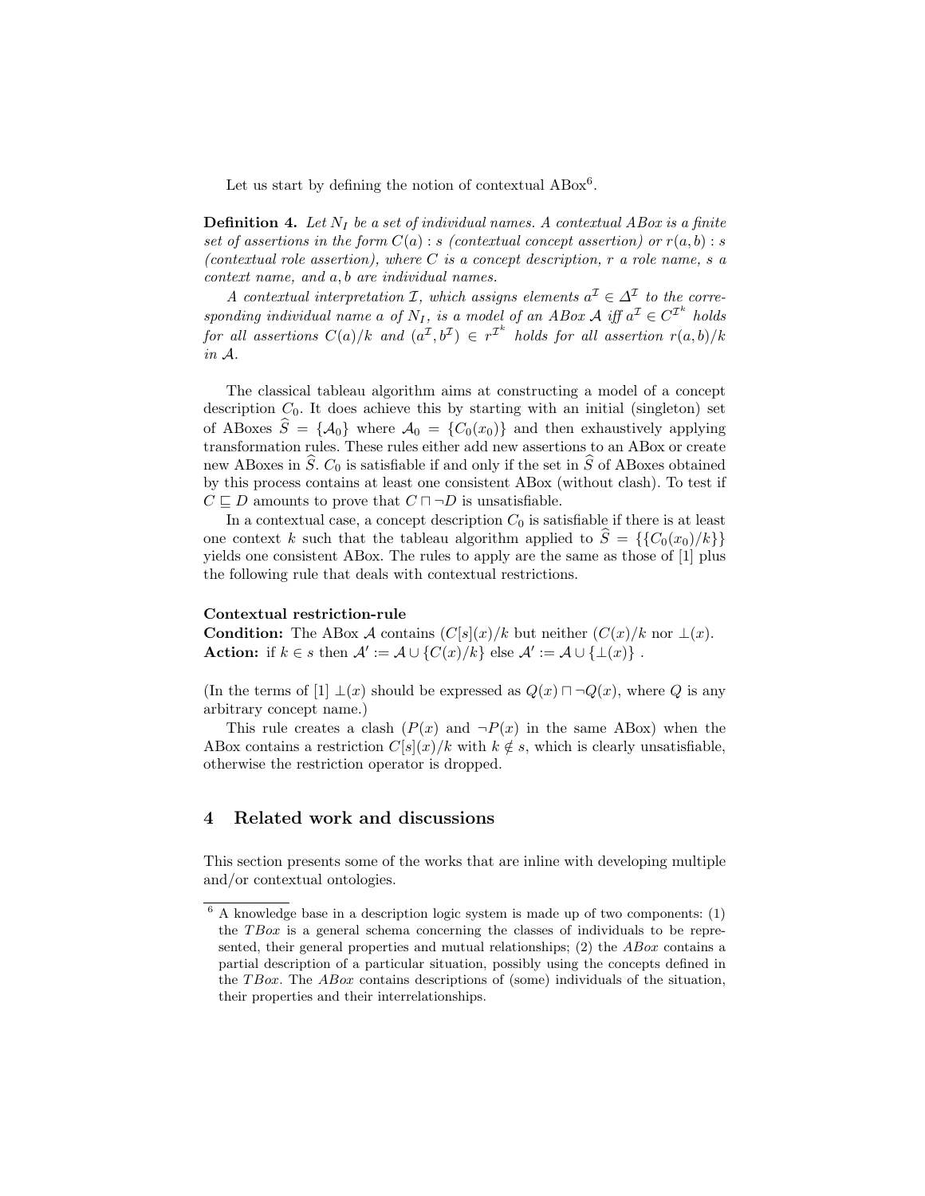Let us start by defining the notion of contextual ABox[6].

**Definition 4.** *Let $N_I$ be a set of individual names. A contextual ABox is a finite set of assertions in the form $C(a) : s$ (contextual concept assertion) or $r(a, b) : s$ (contextual role assertion), where $C$ is a concept description, $r$ a role name, $s$ a context name, and $a, b$ are individual names.*

*A contextual interpretation $\mathcal{I}$, which assigns elements $a^{\mathcal{I}} \in \Delta^{\mathcal{I}}$ to the corresponding individual name $a$ of $N_I$, is a model of an ABox $\mathcal{A}$ iff $a^{\mathcal{I}} \in C^{\mathcal{I}^k}$ holds for all assertions $C(a)/k$ and $(a^{\mathcal{I}}, b^{\mathcal{I}}) \in r^{\mathcal{I}^k}$ holds for all assertion $r(a, b)/k$ in $\mathcal{A}$.*

The classical tableau algorithm aims at constructing a model of a concept description $C_0$. It does achieve this by starting with an initial (singleton) set of ABoxes $\widehat{S} = \{\mathcal{A}_0\}$ where $\mathcal{A}_0 = \{C_0(x_0)\}$ and then exhaustively applying transformation rules. These rules either add new assertions to an ABox or create new ABoxes in $\widehat{S}$. $C_0$ is satisfiable if and only if the set in $\widehat{S}$ of ABoxes obtained by this process contains at least one consistent ABox (without clash). To test if $C \sqsubseteq D$ amounts to prove that $C \sqcap \neg D$ is unsatisfiable.

In a contextual case, a concept description $C_0$ is satisfiable if there is at least one context $k$ such that the tableau algorithm applied to $\widehat{S} = \{\{C_0(x_0)/k\}\}$ yields one consistent ABox. The rules to apply are the same as those of [1] plus the following rule that deals with contextual restrictions.

**Contextual restriction-rule**
**Condition:** The ABox $\mathcal{A}$ contains $(C[s](x)/k$ but neither $(C(x)/k$ nor $\perp(x)$.
**Action:** if $k \in s$ then $\mathcal{A}' := \mathcal{A} \cup \{C(x)/k\}$ else $\mathcal{A}' := \mathcal{A} \cup \{\perp(x)\}$ .

(In the terms of [1] $\perp(x)$ should be expressed as $Q(x) \sqcap \neg Q(x)$, where $Q$ is any arbitrary concept name.)

This rule creates a clash ($P(x)$ and $\neg P(x)$ in the same ABox) when the ABox contains a restriction $C[s](x)/k$ with $k \notin s$, which is clearly unsatisfiable, otherwise the restriction operator is dropped.

## 4 Related work and discussions

This section presents some of the works that are inline with developing multiple and/or contextual ontologies.

[6] A knowledge base in a description logic system is made up of two components: (1) the *TBox* is a general schema concerning the classes of individuals to be represented, their general properties and mutual relationships; (2) the *ABox* contains a partial description of a particular situation, possibly using the concepts defined in the *TBox*. The *ABox* contains descriptions of (some) individuals of the situation, their properties and their interrelationships.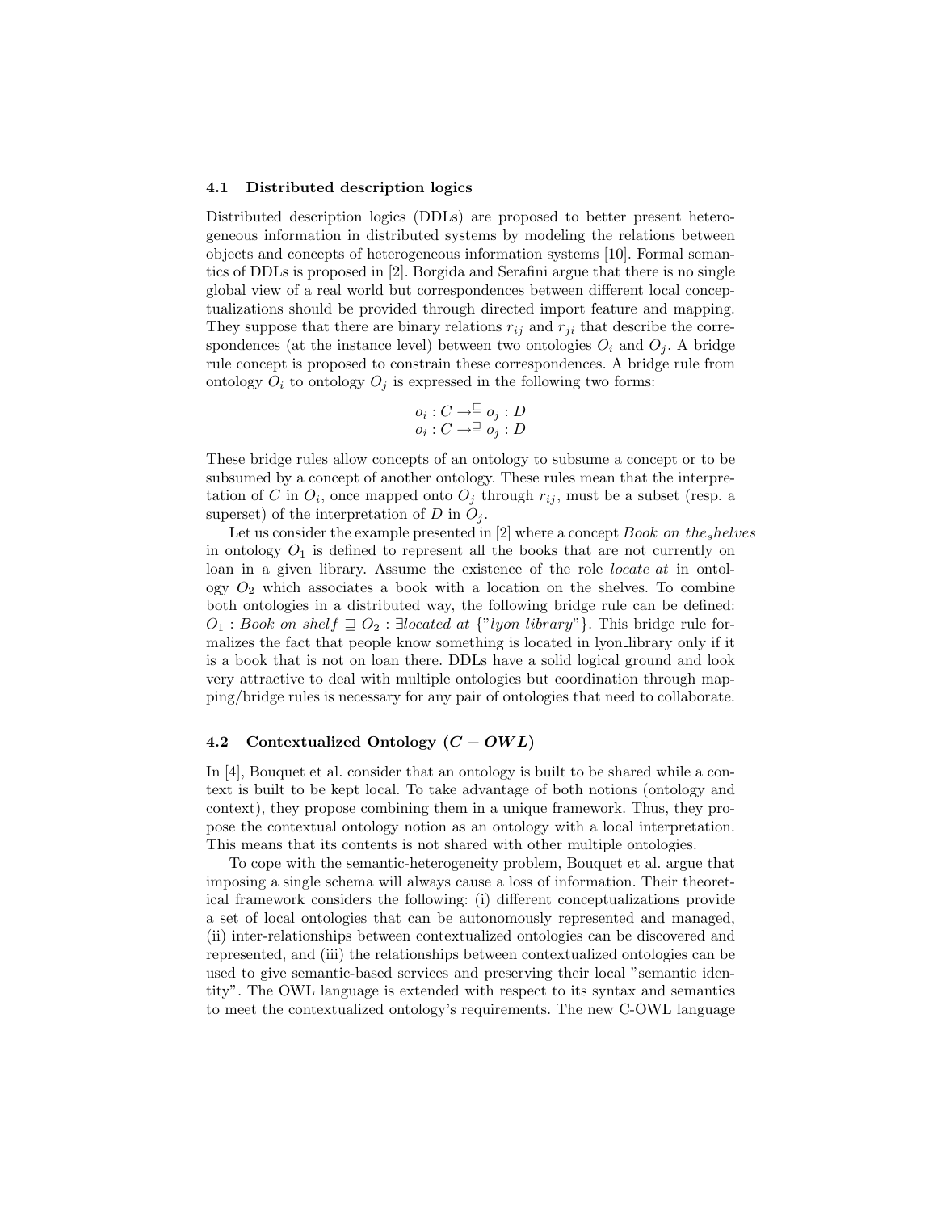### 4.1 Distributed description logics

Distributed description logics (DDLs) are proposed to better present heterogeneous information in distributed systems by modeling the relations between objects and concepts of heterogeneous information systems [10]. Formal semantics of DDLs is proposed in [2]. Borgida and Serafini argue that there is no single global view of a real world but correspondences between different local conceptualizations should be provided through directed import feature and mapping. They suppose that there are binary relations $r_{ij}$ and $r_{ji}$ that describe the correspondences (at the instance level) between two ontologies $O_i$ and $O_j$. A bridge rule concept is proposed to constrain these correspondences. A bridge rule from ontology $O_i$ to ontology $O_j$ is expressed in the following two forms:

$$o_i : C \xrightarrow{\sqsubseteq} o_j : D$$
$$o_i : C \xrightarrow{\sqsupseteq} o_j : D$$

These bridge rules allow concepts of an ontology to subsume a concept or to be subsumed by a concept of another ontology. These rules mean that the interpretation of $C$ in $O_i$, once mapped onto $O_j$ through $r_{ij}$, must be a subset (resp. a superset) of the interpretation of $D$ in $O_j$.

Let us consider the example presented in [2] where a concept $Book\_on\_the_shelves$ in ontology $O_1$ is defined to represent all the books that are not currently on loan in a given library. Assume the existence of the role *locate_at* in ontology $O_2$ which associates a book with a location on the shelves. To combine both ontologies in a distributed way, the following bridge rule can be defined: $O_1 : Book\_on\_shelf \sqsupseteq O_2 : \exists located\_at\_\{"lyon\_library"\}$. This bridge rule formalizes the fact that people know something is located in lyon_library only if it is a book that is not on loan there. DDLs have a solid logical ground and look very attractive to deal with multiple ontologies but coordination through mapping/bridge rules is necessary for any pair of ontologies that need to collaborate.

### 4.2 Contextualized Ontology ($C-OWL$)

In [4], Bouquet et al. consider that an ontology is built to be shared while a context is built to be kept local. To take advantage of both notions (ontology and context), they propose combining them in a unique framework. Thus, they propose the contextual ontology notion as an ontology with a local interpretation. This means that its contents is not shared with other multiple ontologies.

To cope with the semantic-heterogeneity problem, Bouquet et al. argue that imposing a single schema will always cause a loss of information. Their theoretical framework considers the following: (i) different conceptualizations provide a set of local ontologies that can be autonomously represented and managed, (ii) inter-relationships between contextualized ontologies can be discovered and represented, and (iii) the relationships between contextualized ontologies can be used to give semantic-based services and preserving their local "semantic identity". The OWL language is extended with respect to its syntax and semantics to meet the contextualized ontology's requirements. The new C-OWL language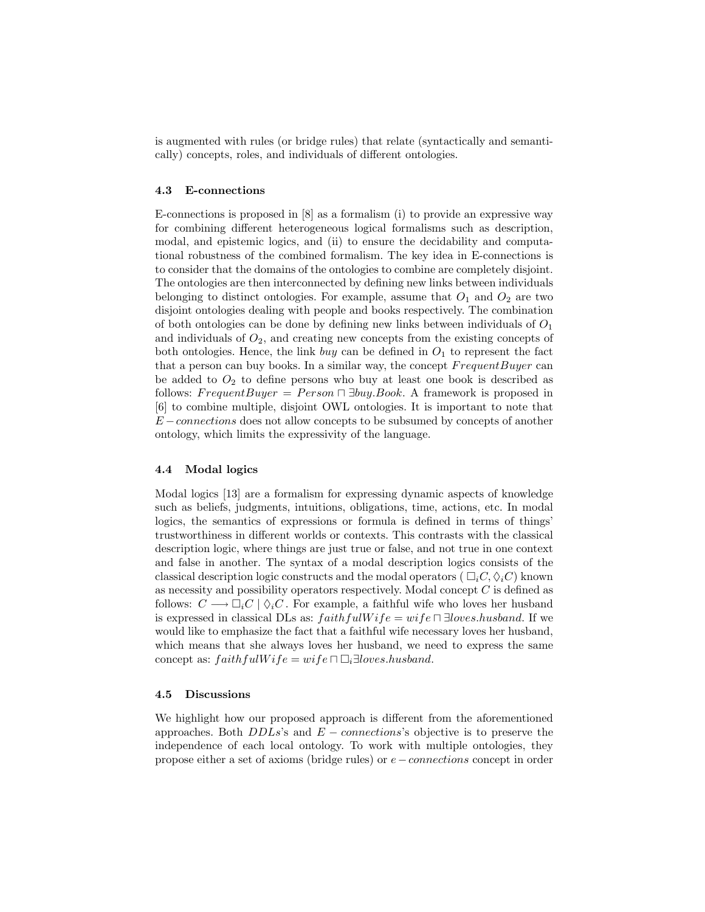is augmented with rules (or bridge rules) that relate (syntactically and semantically) concepts, roles, and individuals of different ontologies.

### 4.3 E-connections

E-connections is proposed in [8] as a formalism (i) to provide an expressive way for combining different heterogeneous logical formalisms such as description, modal, and epistemic logics, and (ii) to ensure the decidability and computational robustness of the combined formalism. The key idea in E-connections is to consider that the domains of the ontologies to combine are completely disjoint. The ontologies are then interconnected by defining new links between individuals belonging to distinct ontologies. For example, assume that $O_1$ and $O_2$ are two disjoint ontologies dealing with people and books respectively. The combination of both ontologies can be done by defining new links between individuals of $O_1$ and individuals of $O_2$, and creating new concepts from the existing concepts of both ontologies. Hence, the link *buy* can be defined in $O_1$ to represent the fact that a person can buy books. In a similar way, the concept $FrequentBuyer$ can be added to $O_2$ to define persons who buy at least one book is described as follows: $FrequentBuyer = Person \sqcap \exists buy.Book$. A framework is proposed in [6] to combine multiple, disjoint OWL ontologies. It is important to note that $E-connections$ does not allow concepts to be subsumed by concepts of another ontology, which limits the expressivity of the language.

### 4.4 Modal logics

Modal logics [13] are a formalism for expressing dynamic aspects of knowledge such as beliefs, judgments, intuitions, obligations, time, actions, etc. In modal logics, the semantics of expressions or formula is defined in terms of things' trustworthiness in different worlds or contexts. This contrasts with the classical description logic, where things are just true or false, and not true in one context and false in another. The syntax of a modal description logics consists of the classical description logic constructs and the modal operators ( $\Box_i C, \Diamond_i C$) known as necessity and possibility operators respectively. Modal concept $C$ is defined as follows: $C \longrightarrow \Box_i C \mid \Diamond_i C$. For example, a faithful wife who loves her husband is expressed in classical DLs as: $faithfulWife = wife \sqcap \exists loves.husband$. If we would like to emphasize the fact that a faithful wife necessary loves her husband, which means that she always loves her husband, we need to express the same concept as: $faithfulWife = wife \sqcap \Box_i \exists loves.husband$.

### 4.5 Discussions

We highlight how our proposed approach is different from the aforementioned approaches. Both $DDLs$'s and $E-connections$'s objective is to preserve the independence of each local ontology. To work with multiple ontologies, they propose either a set of axioms (bridge rules) or $e-connections$ concept in order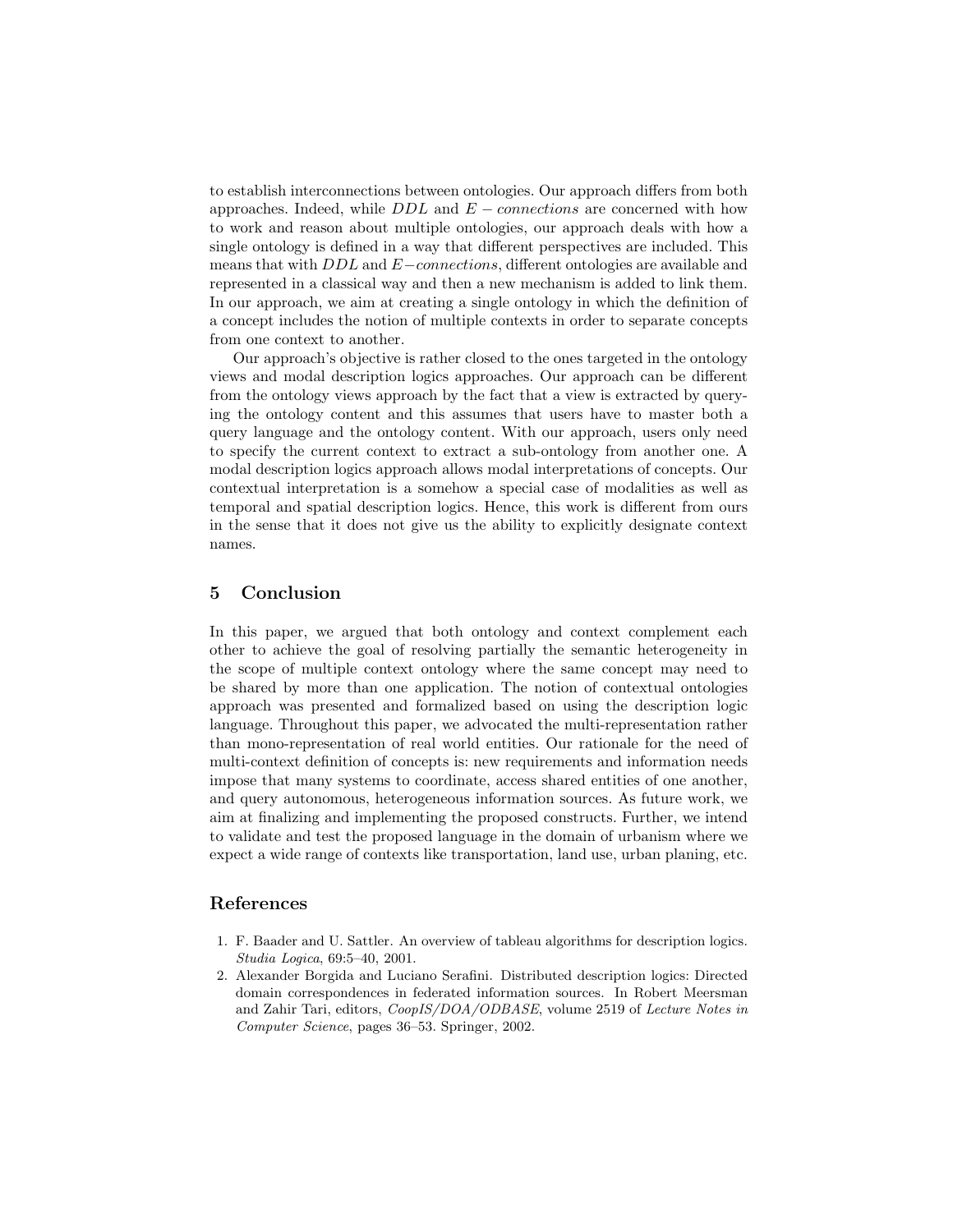to establish interconnections between ontologies. Our approach differs from both approaches. Indeed, while *DDL* and $E - connections$ are concerned with how to work and reason about multiple ontologies, our approach deals with how a single ontology is defined in a way that different perspectives are included. This means that with *DDL* and $E-connections$, different ontologies are available and represented in a classical way and then a new mechanism is added to link them. In our approach, we aim at creating a single ontology in which the definition of a concept includes the notion of multiple contexts in order to separate concepts from one context to another.

Our approach's objective is rather closed to the ones targeted in the ontology views and modal description logics approaches. Our approach can be different from the ontology views approach by the fact that a view is extracted by querying the ontology content and this assumes that users have to master both a query language and the ontology content. With our approach, users only need to specify the current context to extract a sub-ontology from another one. A modal description logics approach allows modal interpretations of concepts. Our contextual interpretation is a somehow a special case of modalities as well as temporal and spatial description logics. Hence, this work is different from ours in the sense that it does not give us the ability to explicitly designate context names.

## 5 Conclusion

In this paper, we argued that both ontology and context complement each other to achieve the goal of resolving partially the semantic heterogeneity in the scope of multiple context ontology where the same concept may need to be shared by more than one application. The notion of contextual ontologies approach was presented and formalized based on using the description logic language. Throughout this paper, we advocated the multi-representation rather than mono-representation of real world entities. Our rationale for the need of multi-context definition of concepts is: new requirements and information needs impose that many systems to coordinate, access shared entities of one another, and query autonomous, heterogeneous information sources. As future work, we aim at finalizing and implementing the proposed constructs. Further, we intend to validate and test the proposed language in the domain of urbanism where we expect a wide range of contexts like transportation, land use, urban planing, etc.

## References

1. F. Baader and U. Sattler. An overview of tableau algorithms for description logics. *Studia Logica*, 69:5–40, 2001.
2. Alexander Borgida and Luciano Serafini. Distributed description logics: Directed domain correspondences in federated information sources. In Robert Meersman and Zahir Tari, editors, *CoopIS/DOA/ODBASE*, volume 2519 of *Lecture Notes in Computer Science*, pages 36–53. Springer, 2002.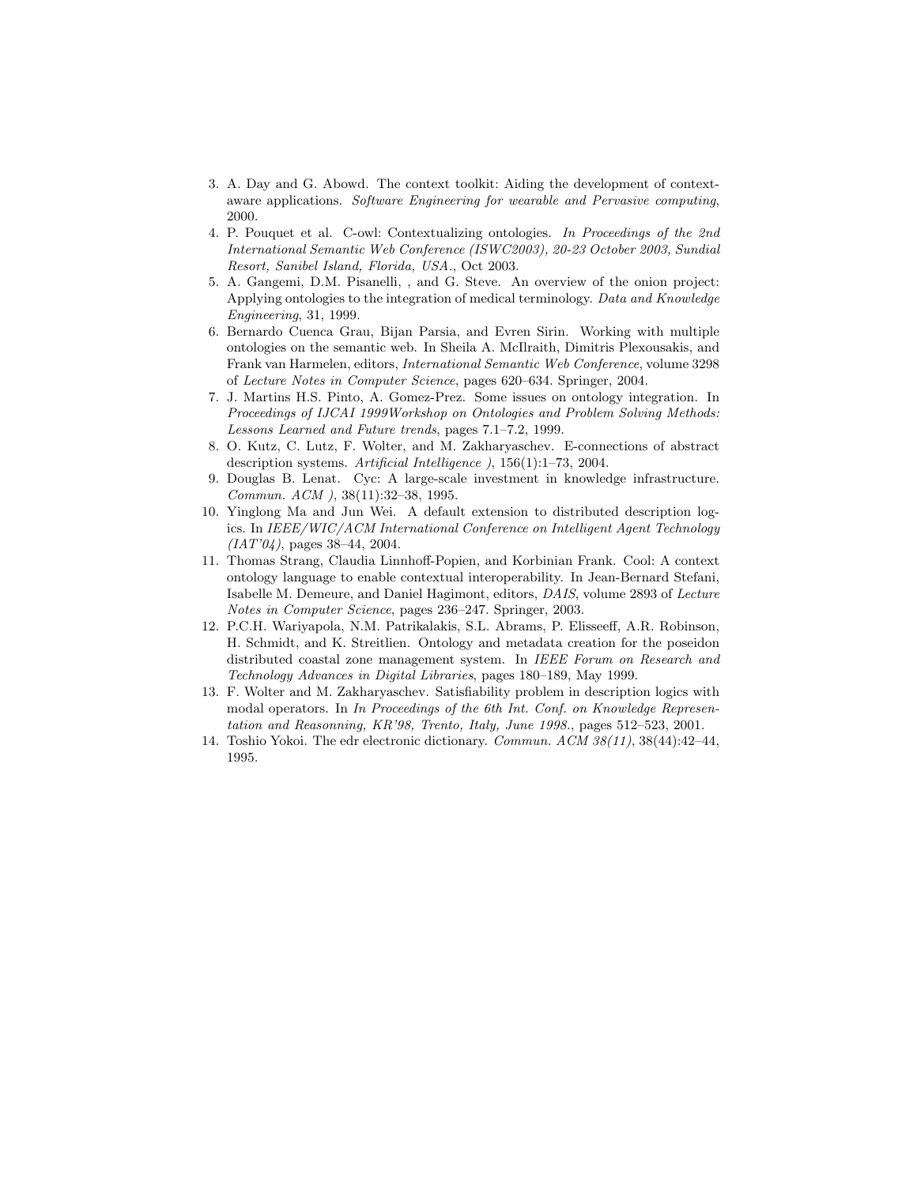3. A. Day and G. Abowd. The context toolkit: Aiding the development of context-aware applications. *Software Engineering for wearable and Pervasive computing*, 2000.
4. P. Pouquet et al. C-owl: Contextualizing ontologies. *In Proceedings of the 2nd International Semantic Web Conference (ISWC2003), 20-23 October 2003, Sundial Resort, Sanibel Island, Florida, USA.*, Oct 2003.
5. A. Gangemi, D.M. Pisanelli, , and G. Steve. An overview of the onion project: Applying ontologies to the integration of medical terminology. *Data and Knowledge Engineering*, 31, 1999.
6. Bernardo Cuenca Grau, Bijan Parsia, and Evren Sirin. Working with multiple ontologies on the semantic web. In Sheila A. McIlraith, Dimitris Plexousakis, and Frank van Harmelen, editors, *International Semantic Web Conference*, volume 3298 of *Lecture Notes in Computer Science*, pages 620–634. Springer, 2004.
7. J. Martins H.S. Pinto, A. Gomez-Prez. Some issues on ontology integration. In *Proceedings of IJCAI 1999Workshop on Ontologies and Problem Solving Methods: Lessons Learned and Future trends*, pages 7.1–7.2, 1999.
8. O. Kutz, C. Lutz, F. Wolter, and M. Zakharyaschev. E-connections of abstract description systems. *Artificial Intelligence )*, 156(1):1–73, 2004.
9. Douglas B. Lenat. Cyc: A large-scale investment in knowledge infrastructure. *Commun. ACM )*, 38(11):32–38, 1995.
10. Yinglong Ma and Jun Wei. A default extension to distributed description logics. In *IEEE/WIC/ACM International Conference on Intelligent Agent Technology (IAT'04)*, pages 38–44, 2004.
11. Thomas Strang, Claudia Linnhoff-Popien, and Korbinian Frank. Cool: A context ontology language to enable contextual interoperability. In Jean-Bernard Stefani, Isabelle M. Demeure, and Daniel Hagimont, editors, *DAIS*, volume 2893 of *Lecture Notes in Computer Science*, pages 236–247. Springer, 2003.
12. P.C.H. Wariyapola, N.M. Patrikalakis, S.L. Abrams, P. Elisseeff, A.R. Robinson, H. Schmidt, and K. Streitlien. Ontology and metadata creation for the poseidon distributed coastal zone management system. In *IEEE Forum on Research and Technology Advances in Digital Libraries*, pages 180–189, May 1999.
13. F. Wolter and M. Zakharyaschev. Satisfiability problem in description logics with modal operators. In *In Proceedings of the 6th Int. Conf. on Knowledge Representation and Reasonning, KR'98, Trento, Italy, June 1998.*, pages 512–523, 2001.
14. Toshio Yokoi. The edr electronic dictionary. *Commun. ACM 38(11)*, 38(44):42–44, 1995.